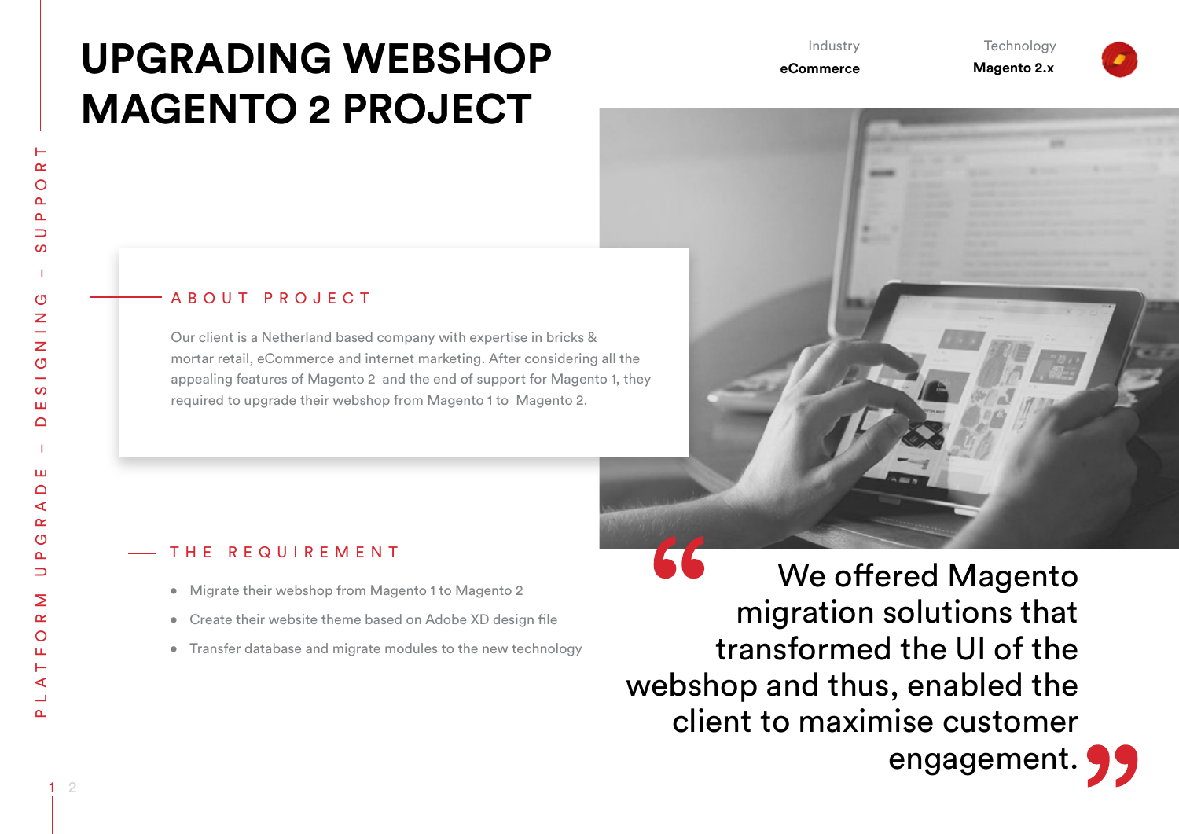# UPGRADING WEBSHOP MAGENTO 2 PROJECT

Industry
**eCommerce**

Technology
**Magento 2.x**

PLATFORM UPGRADE – DESIGNING – SUPPORT

## ABOUT PROJECT

Our client is a Netherland based company with expertise in bricks & mortar retail, eCommerce and internet marketing. After considering all the appealing features of Magento 2 and the end of support for Magento 1, they required to upgrade their webshop from Magento 1 to Magento 2.

## THE REQUIREMENT

- Migrate their webshop from Magento 1 to Magento 2
- Create their website theme based on Adobe XD design file
- Transfer database and migrate modules to the new technology

> “We offered Magento migration solutions that transformed the UI of the webshop and thus, enabled the client to maximise customer engagement.”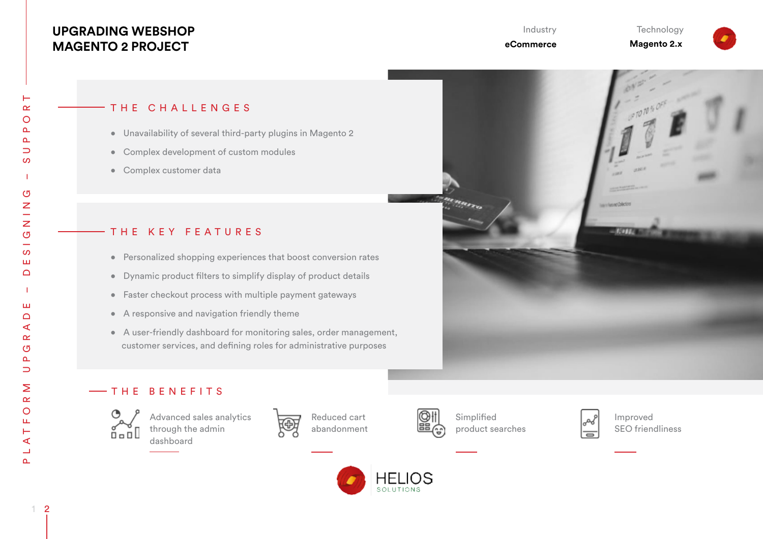# UPGRADING WEBSHOP MAGENTO 2 PROJECT

Industry
**eCommerce**

Technology
**Magento 2.x**

PLATFORM UPGRADE – DESIGNING – SUPPORT

## THE CHALLENGES

- Unavailability of several third-party plugins in Magento 2
- Complex development of custom modules
- Complex customer data

## THE KEY FEATURES

- Personalized shopping experiences that boost conversion rates
- Dynamic product filters to simplify display of product details
- Faster checkout process with multiple payment gateways
- A responsive and navigation friendly theme
- A user-friendly dashboard for monitoring sales, order management, customer services, and defining roles for administrative purposes

## THE BENEFITS

- Advanced sales analytics through the admin dashboard
- Reduced cart abandonment
- Simplified product searches
- Improved SEO friendliness

HELIOS SOLUTIONS